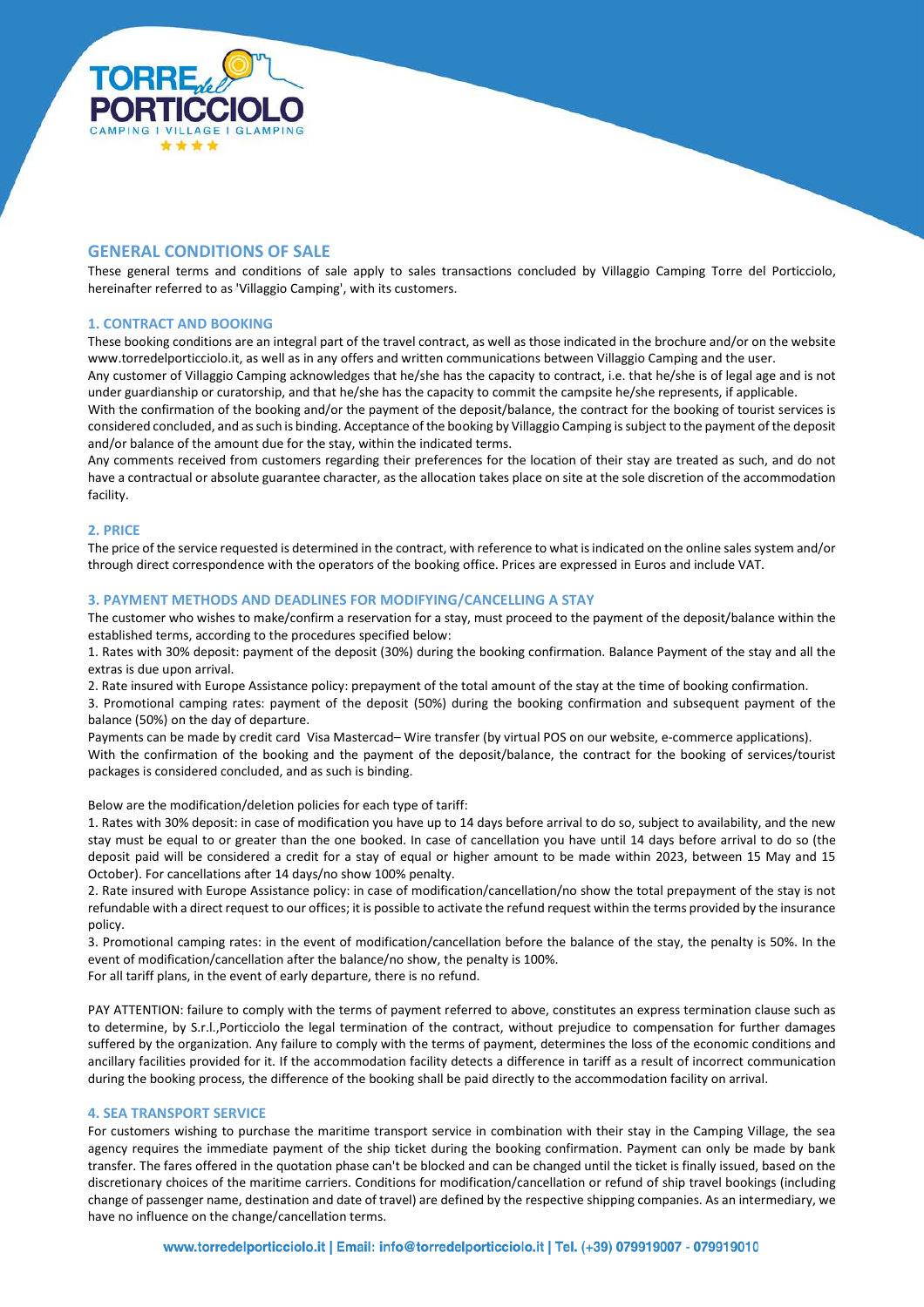# GENERAL CONDITIONS OF SALE

These general terms and conditions of sale apply to sales transactions concluded by Villaggio Camping Torre del Porticciolo, hereinafter referred to as 'Villaggio Camping', with its customers.

## 1. CONTRACT AND BOOKING

These booking conditions are an integral part of the travel contract, as well as those indicated in the brochure and/or on the website www.torredelporticciolo.it, as well as in any offers and written communications between Villaggio Camping and the user.

Any customer of Villaggio Camping acknowledges that he/she has the capacity to contract, i.e. that he/she is of legal age and is not under guardianship or curatorship, and that he/she has the capacity to commit the campsite he/she represents, if applicable.

With the confirmation of the booking and/or the payment of the deposit/balance, the contract for the booking of tourist services is considered concluded, and as such is binding. Acceptance of the booking by Villaggio Camping is subject to the payment of the deposit and/or balance of the amount due for the stay, within the indicated terms.

Any comments received from customers regarding their preferences for the location of their stay are treated as such, and do not have a contractual or absolute guarantee character, as the allocation takes place on site at the sole discretion of the accommodation facility.

## 2. PRICE

The price of the service requested is determined in the contract, with reference to what is indicated on the online sales system and/or through direct correspondence with the operators of the booking office. Prices are expressed in Euros and include VAT.

## 3. PAYMENT METHODS AND DEADLINES FOR MODIFYING/CANCELLING A STAY

The customer who wishes to make/confirm a reservation for a stay, must proceed to the payment of the deposit/balance within the established terms, according to the procedures specified below:

1. Rates with 30% deposit: payment of the deposit (30%) during the booking confirmation. Balance Payment of the stay and all the extras is due upon arrival.
2. Rate insured with Europe Assistance policy: prepayment of the total amount of the stay at the time of booking confirmation.
3. Promotional camping rates: payment of the deposit (50%) during the booking confirmation and subsequent payment of the balance (50%) on the day of departure.

Payments can be made by credit card Visa Mastercad– Wire transfer (by virtual POS on our website, e-commerce applications).

With the confirmation of the booking and the payment of the deposit/balance, the contract for the booking of services/tourist packages is considered concluded, and as such is binding.

Below are the modification/deletion policies for each type of tariff:

1. Rates with 30% deposit: in case of modification you have up to 14 days before arrival to do so, subject to availability, and the new stay must be equal to or greater than the one booked. In case of cancellation you have until 14 days before arrival to do so (the deposit paid will be considered a credit for a stay of equal or higher amount to be made within 2023, between 15 May and 15 October). For cancellations after 14 days/no show 100% penalty.
2. Rate insured with Europe Assistance policy: in case of modification/cancellation/no show the total prepayment of the stay is not refundable with a direct request to our offices; it is possible to activate the refund request within the terms provided by the insurance policy.
3. Promotional camping rates: in the event of modification/cancellation before the balance of the stay, the penalty is 50%. In the event of modification/cancellation after the balance/no show, the penalty is 100%.

For all tariff plans, in the event of early departure, there is no refund.

PAY ATTENTION: failure to comply with the terms of payment referred to above, constitutes an express termination clause such as to determine, by S.r.l.,Porticciolo the legal termination of the contract, without prejudice to compensation for further damages suffered by the organization. Any failure to comply with the terms of payment, determines the loss of the economic conditions and ancillary facilities provided for it. If the accommodation facility detects a difference in tariff as a result of incorrect communication during the booking process, the difference of the booking shall be paid directly to the accommodation facility on arrival.

## 4. SEA TRANSPORT SERVICE

For customers wishing to purchase the maritime transport service in combination with their stay in the Camping Village, the sea agency requires the immediate payment of the ship ticket during the booking confirmation. Payment can only be made by bank transfer. The fares offered in the quotation phase can't be blocked and can be changed until the ticket is finally issued, based on the discretionary choices of the maritime carriers. Conditions for modification/cancellation or refund of ship travel bookings (including change of passenger name, destination and date of travel) are defined by the respective shipping companies. As an intermediary, we have no influence on the change/cancellation terms.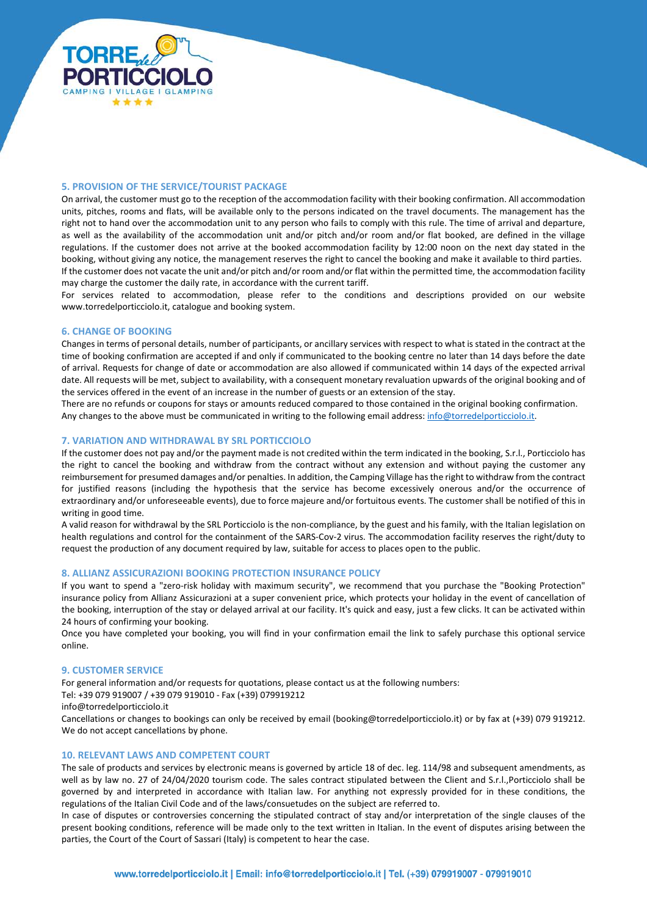## 5. PROVISION OF THE SERVICE/TOURIST PACKAGE

On arrival, the customer must go to the reception of the accommodation facility with their booking confirmation. All accommodation units, pitches, rooms and flats, will be available only to the persons indicated on the travel documents. The management has the right not to hand over the accommodation unit to any person who fails to comply with this rule. The time of arrival and departure, as well as the availability of the accommodation unit and/or pitch and/or room and/or flat booked, are defined in the village regulations. If the customer does not arrive at the booked accommodation facility by 12:00 noon on the next day stated in the booking, without giving any notice, the management reserves the right to cancel the booking and make it available to third parties. If the customer does not vacate the unit and/or pitch and/or room and/or flat within the permitted time, the accommodation facility may charge the customer the daily rate, in accordance with the current tariff.

For services related to accommodation, please refer to the conditions and descriptions provided on our website www.torredelporticciolo.it, catalogue and booking system.

## 6. CHANGE OF BOOKING

Changes in terms of personal details, number of participants, or ancillary services with respect to what is stated in the contract at the time of booking confirmation are accepted if and only if communicated to the booking centre no later than 14 days before the date of arrival. Requests for change of date or accommodation are also allowed if communicated within 14 days of the expected arrival date. All requests will be met, subject to availability, with a consequent monetary revaluation upwards of the original booking and of the services offered in the event of an increase in the number of guests or an extension of the stay.

There are no refunds or coupons for stays or amounts reduced compared to those contained in the original booking confirmation. Any changes to the above must be communicated in writing to the following email address: info@torredelporticciolo.it.

## 7. VARIATION AND WITHDRAWAL BY SRL PORTICCIOLO

If the customer does not pay and/or the payment made is not credited within the term indicated in the booking, S.r.l., Porticciolo has the right to cancel the booking and withdraw from the contract without any extension and without paying the customer any reimbursement for presumed damages and/or penalties. In addition, the Camping Village has the right to withdraw from the contract for justified reasons (including the hypothesis that the service has become excessively onerous and/or the occurrence of extraordinary and/or unforeseeable events), due to force majeure and/or fortuitous events. The customer shall be notified of this in writing in good time.

A valid reason for withdrawal by the SRL Porticciolo is the non-compliance, by the guest and his family, with the Italian legislation on health regulations and control for the containment of the SARS-Cov-2 virus. The accommodation facility reserves the right/duty to request the production of any document required by law, suitable for access to places open to the public.

## 8. ALLIANZ ASSICURAZIONI BOOKING PROTECTION INSURANCE POLICY

If you want to spend a "zero-risk holiday with maximum security", we recommend that you purchase the "Booking Protection" insurance policy from Allianz Assicurazioni at a super convenient price, which protects your holiday in the event of cancellation of the booking, interruption of the stay or delayed arrival at our facility. It's quick and easy, just a few clicks. It can be activated within 24 hours of confirming your booking.

Once you have completed your booking, you will find in your confirmation email the link to safely purchase this optional service online.

## 9. CUSTOMER SERVICE

For general information and/or requests for quotations, please contact us at the following numbers:
Tel: +39 079 919007 / +39 079 919010 - Fax (+39) 079919212
info@torredelporticciolo.it
Cancellations or changes to bookings can only be received by email (booking@torredelporticciolo.it) or by fax at (+39) 079 919212. We do not accept cancellations by phone.

## 10. RELEVANT LAWS AND COMPETENT COURT

The sale of products and services by electronic means is governed by article 18 of dec. leg. 114/98 and subsequent amendments, as well as by law no. 27 of 24/04/2020 tourism code. The sales contract stipulated between the Client and S.r.l.,Porticciolo shall be governed by and interpreted in accordance with Italian law. For anything not expressly provided for in these conditions, the regulations of the Italian Civil Code and of the laws/consuetudes on the subject are referred to.

In case of disputes or controversies concerning the stipulated contract of stay and/or interpretation of the single clauses of the present booking conditions, reference will be made only to the text written in Italian. In the event of disputes arising between the parties, the Court of the Court of Sassari (Italy) is competent to hear the case.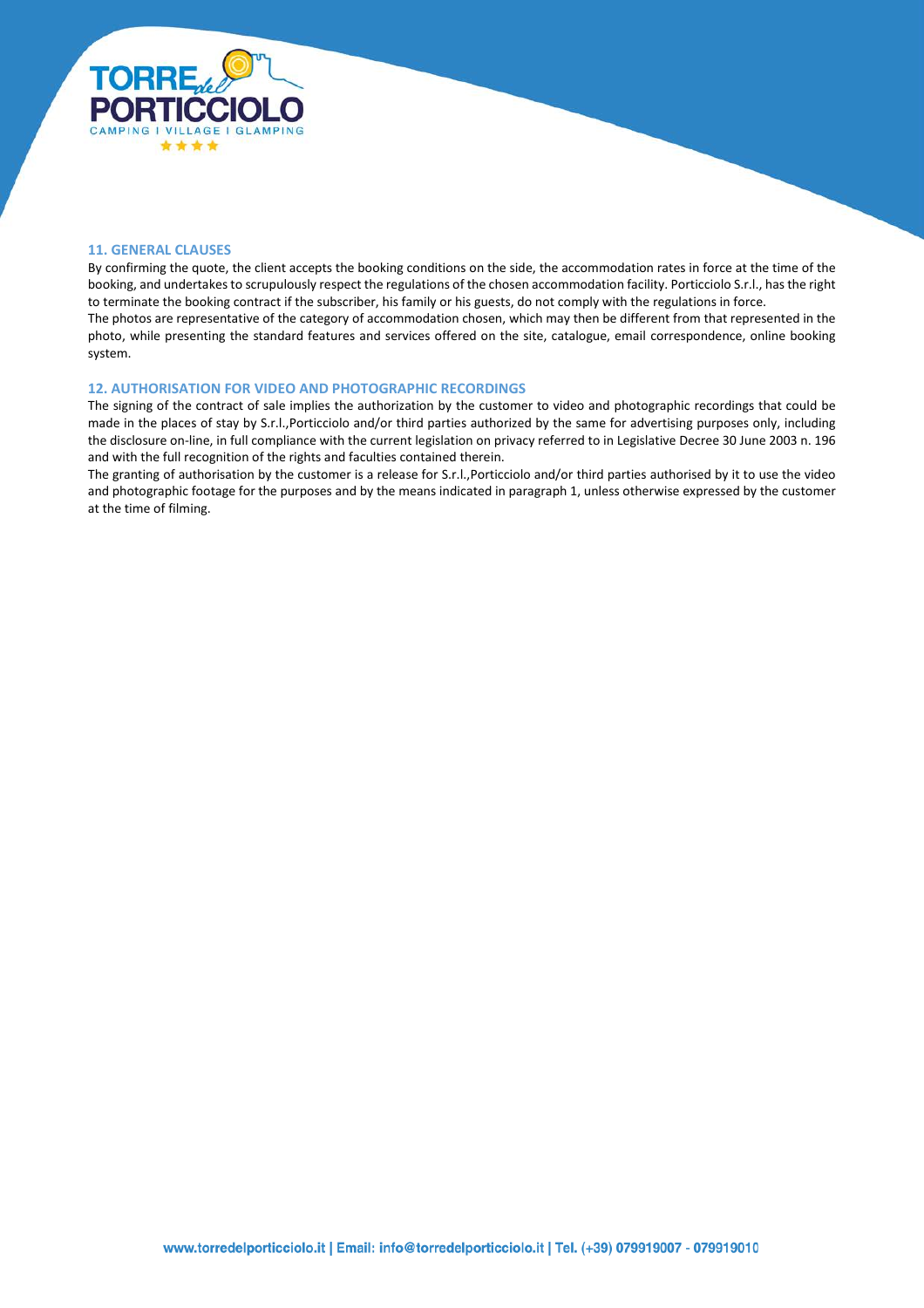### 11. GENERAL CLAUSES

By confirming the quote, the client accepts the booking conditions on the side, the accommodation rates in force at the time of the booking, and undertakes to scrupulously respect the regulations of the chosen accommodation facility. Porticciolo S.r.l., has the right to terminate the booking contract if the subscriber, his family or his guests, do not comply with the regulations in force.

The photos are representative of the category of accommodation chosen, which may then be different from that represented in the photo, while presenting the standard features and services offered on the site, catalogue, email correspondence, online booking system.

### 12. AUTHORISATION FOR VIDEO AND PHOTOGRAPHIC RECORDINGS

The signing of the contract of sale implies the authorization by the customer to video and photographic recordings that could be made in the places of stay by S.r.l.,Porticciolo and/or third parties authorized by the same for advertising purposes only, including the disclosure on-line, in full compliance with the current legislation on privacy referred to in Legislative Decree 30 June 2003 n. 196 and with the full recognition of the rights and faculties contained therein.

The granting of authorisation by the customer is a release for S.r.l.,Porticciolo and/or third parties authorised by it to use the video and photographic footage for the purposes and by the means indicated in paragraph 1, unless otherwise expressed by the customer at the time of filming.